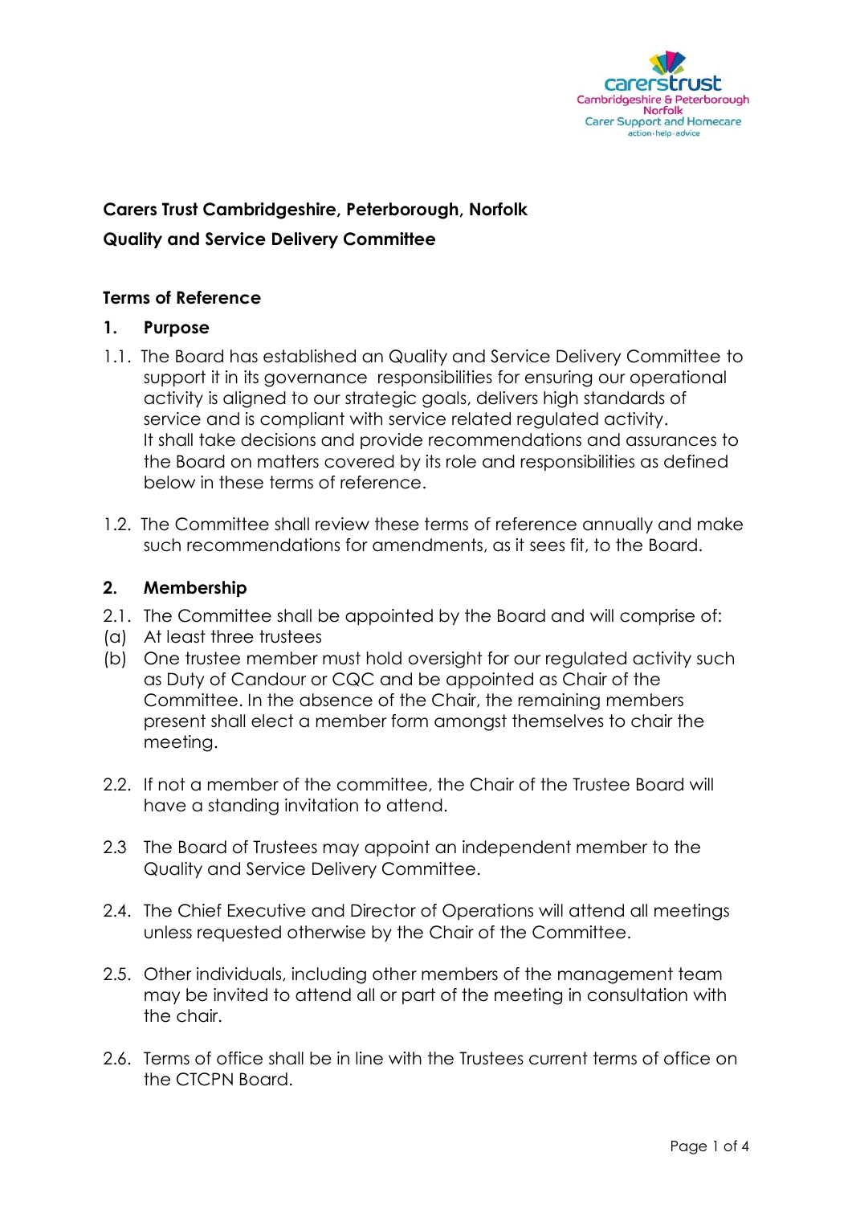**Carers Trust Cambridgeshire, Peterborough, Norfolk**

**Quality and Service Delivery Committee**

**Terms of Reference**

**1. Purpose**

1.1. The Board has established an Quality and Service Delivery Committee to support it in its governance responsibilities for ensuring our operational activity is aligned to our strategic goals, delivers high standards of service and is compliant with service related regulated activity. It shall take decisions and provide recommendations and assurances to the Board on matters covered by its role and responsibilities as defined below in these terms of reference.

1.2. The Committee shall review these terms of reference annually and make such recommendations for amendments, as it sees fit, to the Board.

**2. Membership**

2.1. The Committee shall be appointed by the Board and will comprise of:

(a) At least three trustees

(b) One trustee member must hold oversight for our regulated activity such as Duty of Candour or CQC and be appointed as Chair of the Committee. In the absence of the Chair, the remaining members present shall elect a member form amongst themselves to chair the meeting.

2.2. If not a member of the committee, the Chair of the Trustee Board will have a standing invitation to attend.

2.3 The Board of Trustees may appoint an independent member to the Quality and Service Delivery Committee.

2.4. The Chief Executive and Director of Operations will attend all meetings unless requested otherwise by the Chair of the Committee.

2.5. Other individuals, including other members of the management team may be invited to attend all or part of the meeting in consultation with the chair.

2.6. Terms of office shall be in line with the Trustees current terms of office on the CTCPN Board.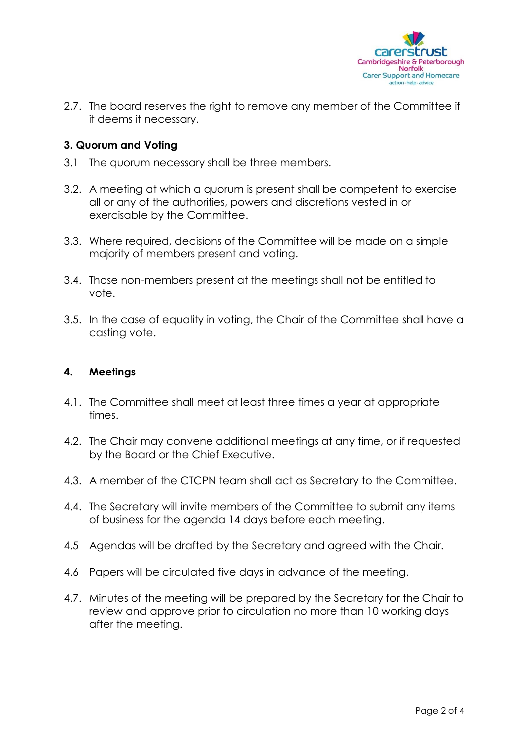2.7. The board reserves the right to remove any member of the Committee if it deems it necessary.

## 3. Quorum and Voting

3.1 The quorum necessary shall be three members.

3.2. A meeting at which a quorum is present shall be competent to exercise all or any of the authorities, powers and discretions vested in or exercisable by the Committee.

3.3. Where required, decisions of the Committee will be made on a simple majority of members present and voting.

3.4. Those non-members present at the meetings shall not be entitled to vote.

3.5. In the case of equality in voting, the Chair of the Committee shall have a casting vote.

## 4. Meetings

4.1. The Committee shall meet at least three times a year at appropriate times.

4.2. The Chair may convene additional meetings at any time, or if requested by the Board or the Chief Executive.

4.3. A member of the CTCPN team shall act as Secretary to the Committee.

4.4. The Secretary will invite members of the Committee to submit any items of business for the agenda 14 days before each meeting.

4.5 Agendas will be drafted by the Secretary and agreed with the Chair.

4.6 Papers will be circulated five days in advance of the meeting.

4.7. Minutes of the meeting will be prepared by the Secretary for the Chair to review and approve prior to circulation no more than 10 working days after the meeting.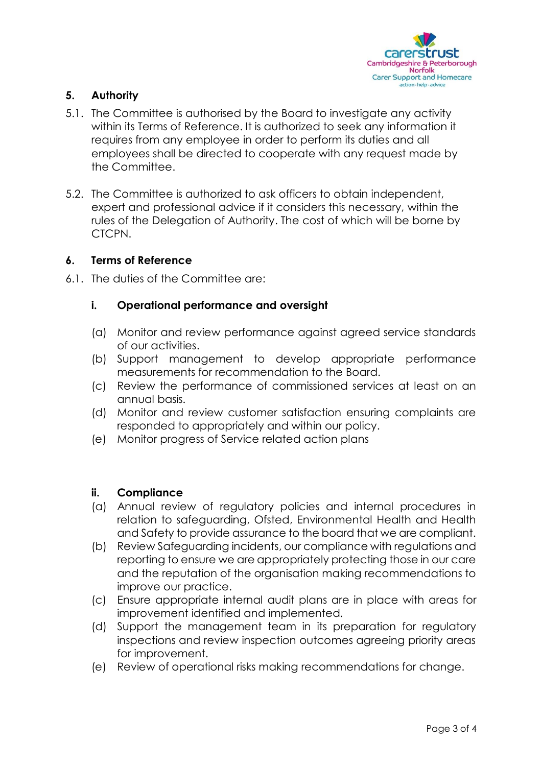## 5. Authority

5.1. The Committee is authorised by the Board to investigate any activity within its Terms of Reference. It is authorized to seek any information it requires from any employee in order to perform its duties and all employees shall be directed to cooperate with any request made by the Committee.

5.2. The Committee is authorized to ask officers to obtain independent, expert and professional advice if it considers this necessary, within the rules of the Delegation of Authority. The cost of which will be borne by CTCPN.

## 6. Terms of Reference

6.1. The duties of the Committee are:

### i. Operational performance and oversight

(a) Monitor and review performance against agreed service standards of our activities.
(b) Support management to develop appropriate performance measurements for recommendation to the Board.
(c) Review the performance of commissioned services at least on an annual basis.
(d) Monitor and review customer satisfaction ensuring complaints are responded to appropriately and within our policy.
(e) Monitor progress of Service related action plans

### ii. Compliance

(a) Annual review of regulatory policies and internal procedures in relation to safeguarding, Ofsted, Environmental Health and Health and Safety to provide assurance to the board that we are compliant.
(b) Review Safeguarding incidents, our compliance with regulations and reporting to ensure we are appropriately protecting those in our care and the reputation of the organisation making recommendations to improve our practice.
(c) Ensure appropriate internal audit plans are in place with areas for improvement identified and implemented.
(d) Support the management team in its preparation for regulatory inspections and review inspection outcomes agreeing priority areas for improvement.
(e) Review of operational risks making recommendations for change.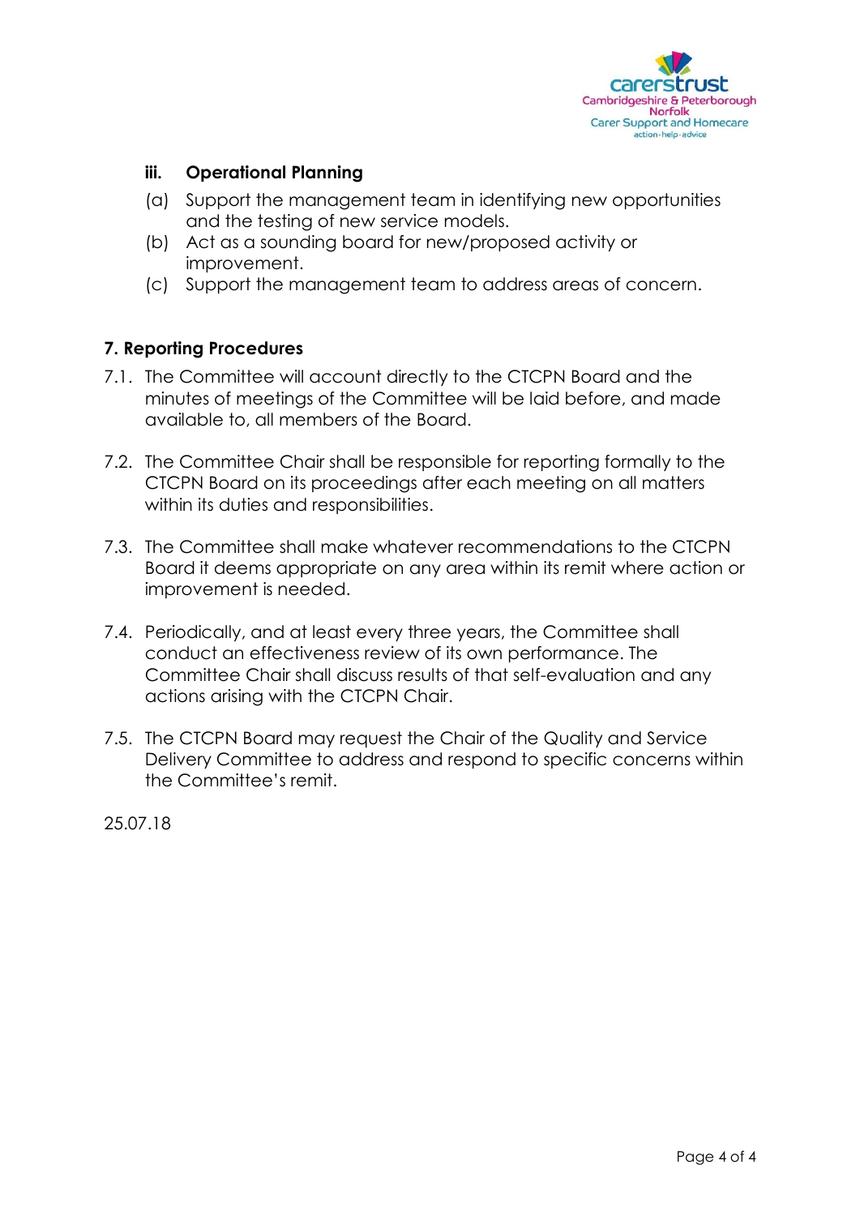### iii. Operational Planning

(a) Support the management team in identifying new opportunities and the testing of new service models.

(b) Act as a sounding board for new/proposed activity or improvement.

(c) Support the management team to address areas of concern.

## 7. Reporting Procedures

7.1. The Committee will account directly to the CTCPN Board and the minutes of meetings of the Committee will be laid before, and made available to, all members of the Board.

7.2. The Committee Chair shall be responsible for reporting formally to the CTCPN Board on its proceedings after each meeting on all matters within its duties and responsibilities.

7.3. The Committee shall make whatever recommendations to the CTCPN Board it deems appropriate on any area within its remit where action or improvement is needed.

7.4. Periodically, and at least every three years, the Committee shall conduct an effectiveness review of its own performance. The Committee Chair shall discuss results of that self-evaluation and any actions arising with the CTCPN Chair.

7.5. The CTCPN Board may request the Chair of the Quality and Service Delivery Committee to address and respond to specific concerns within the Committee's remit.

25.07.18